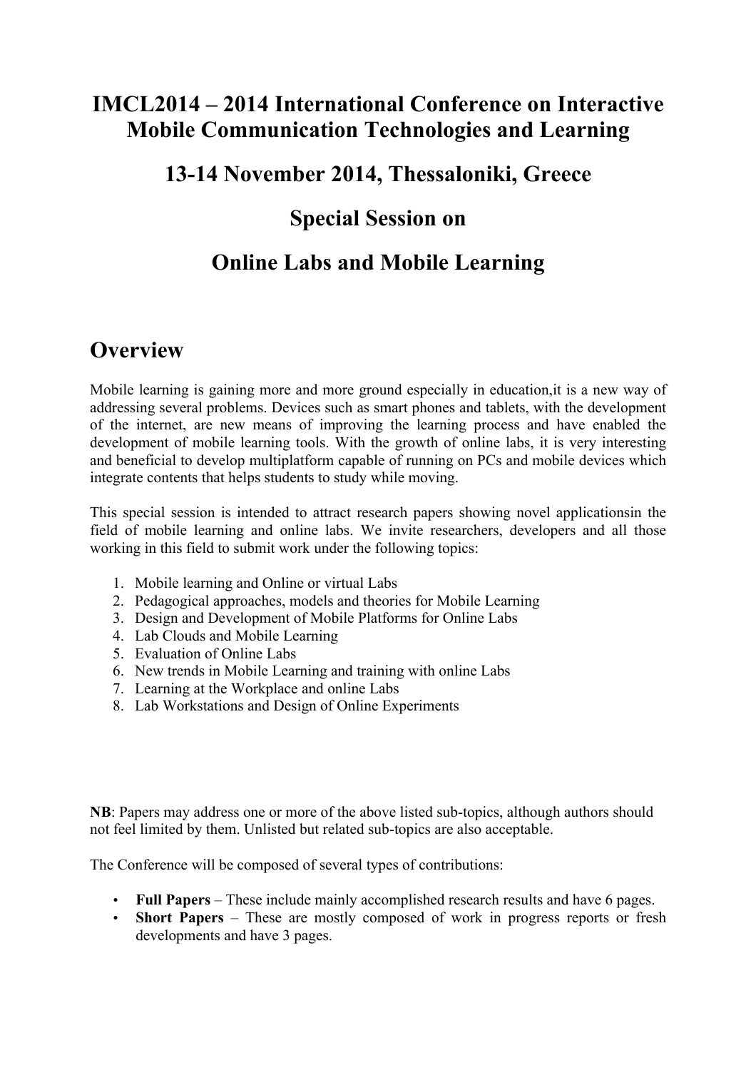# IMCL2014 – 2014 International Conference on Interactive Mobile Communication Technologies and Learning

## 13-14 November 2014, Thessaloniki, Greece

## Special Session on

## Online Labs and Mobile Learning

## Overview

Mobile learning is gaining more and more ground especially in education,it is a new way of addressing several problems. Devices such as smart phones and tablets, with the development of the internet, are new means of improving the learning process and have enabled the development of mobile learning tools. With the growth of online labs, it is very interesting and beneficial to develop multiplatform capable of running on PCs and mobile devices which integrate contents that helps students to study while moving.

This special session is intended to attract research papers showing novel applicationsin the field of mobile learning and online labs. We invite researchers, developers and all those working in this field to submit work under the following topics:

1. Mobile learning and Online or virtual Labs
2. Pedagogical approaches, models and theories for Mobile Learning
3. Design and Development of Mobile Platforms for Online Labs
4. Lab Clouds and Mobile Learning
5. Evaluation of Online Labs
6. New trends in Mobile Learning and training with online Labs
7. Learning at the Workplace and online Labs
8. Lab Workstations and Design of Online Experiments

**NB**: Papers may address one or more of the above listed sub-topics, although authors should not feel limited by them. Unlisted but related sub-topics are also acceptable.

The Conference will be composed of several types of contributions:

- **Full Papers** – These include mainly accomplished research results and have 6 pages.
- **Short Papers** – These are mostly composed of work in progress reports or fresh developments and have 3 pages.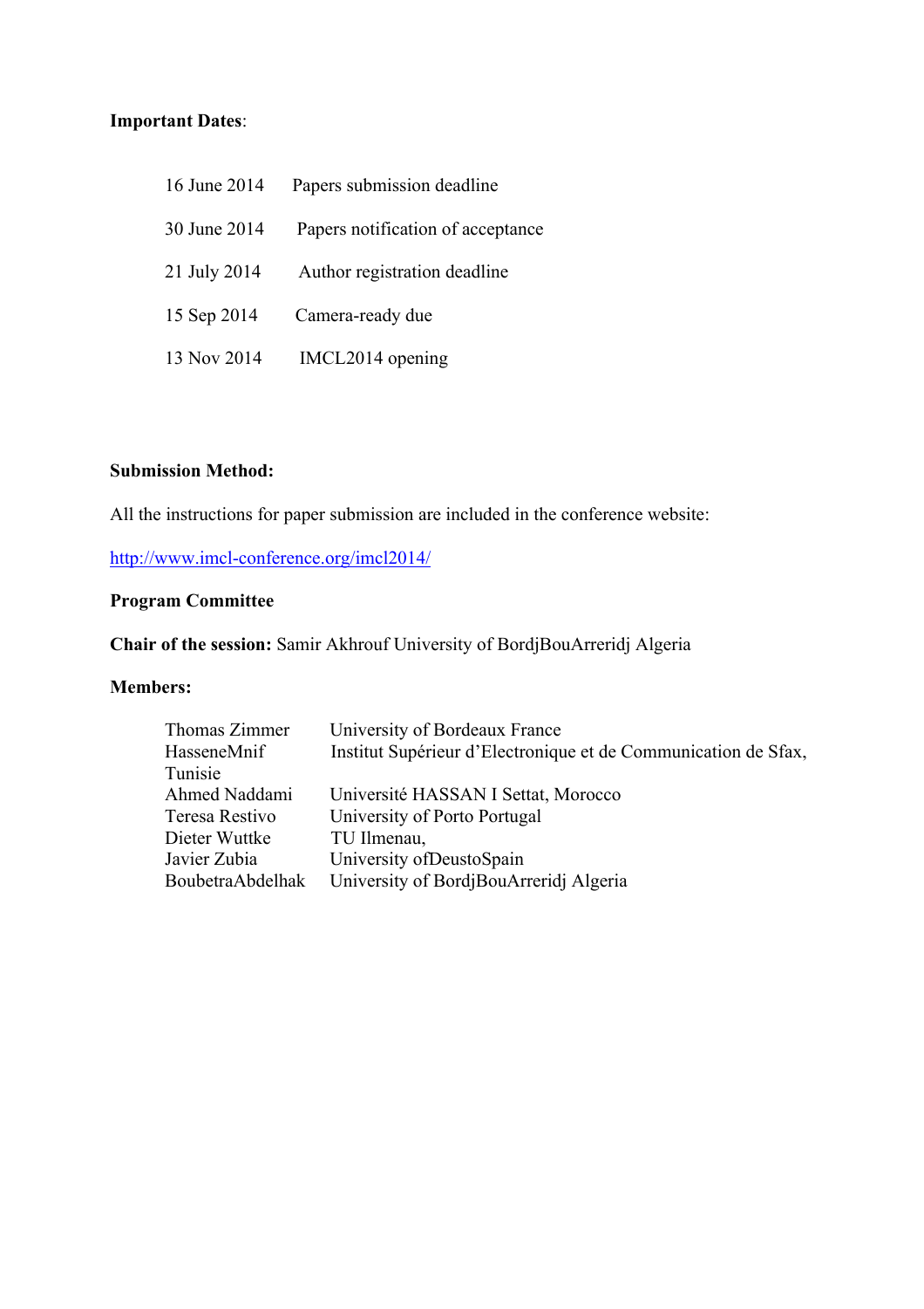**Important Dates**:

| | |
|---|---|
| 16 June 2014 | Papers submission deadline |
| 30 June 2014 | Papers notification of acceptance |
| 21 July 2014 | Author registration deadline |
| 15 Sep 2014 | Camera-ready due |
| 13 Nov 2014 | IMCL2014 opening |

**Submission Method:**

All the instructions for paper submission are included in the conference website:

http://www.imcl-conference.org/imcl2014/

**Program Committee**

**Chair of the session:** Samir Akhrouf University of BordjBouArreridj Algeria

**Members:**

| | |
|---|---|
| Thomas Zimmer | University of Bordeaux France |
| HasseneMnif | Institut Supérieur d'Electronique et de Communication de Sfax, Tunisie |
| Ahmed Naddami | Université HASSAN I Settat, Morocco |
| Teresa Restivo | University of Porto Portugal |
| Dieter Wuttke | TU Ilmenau, |
| Javier Zubia | University ofDeustoSpain |
| BoubetraAbdelhak | University of BordjBouArreridj Algeria |